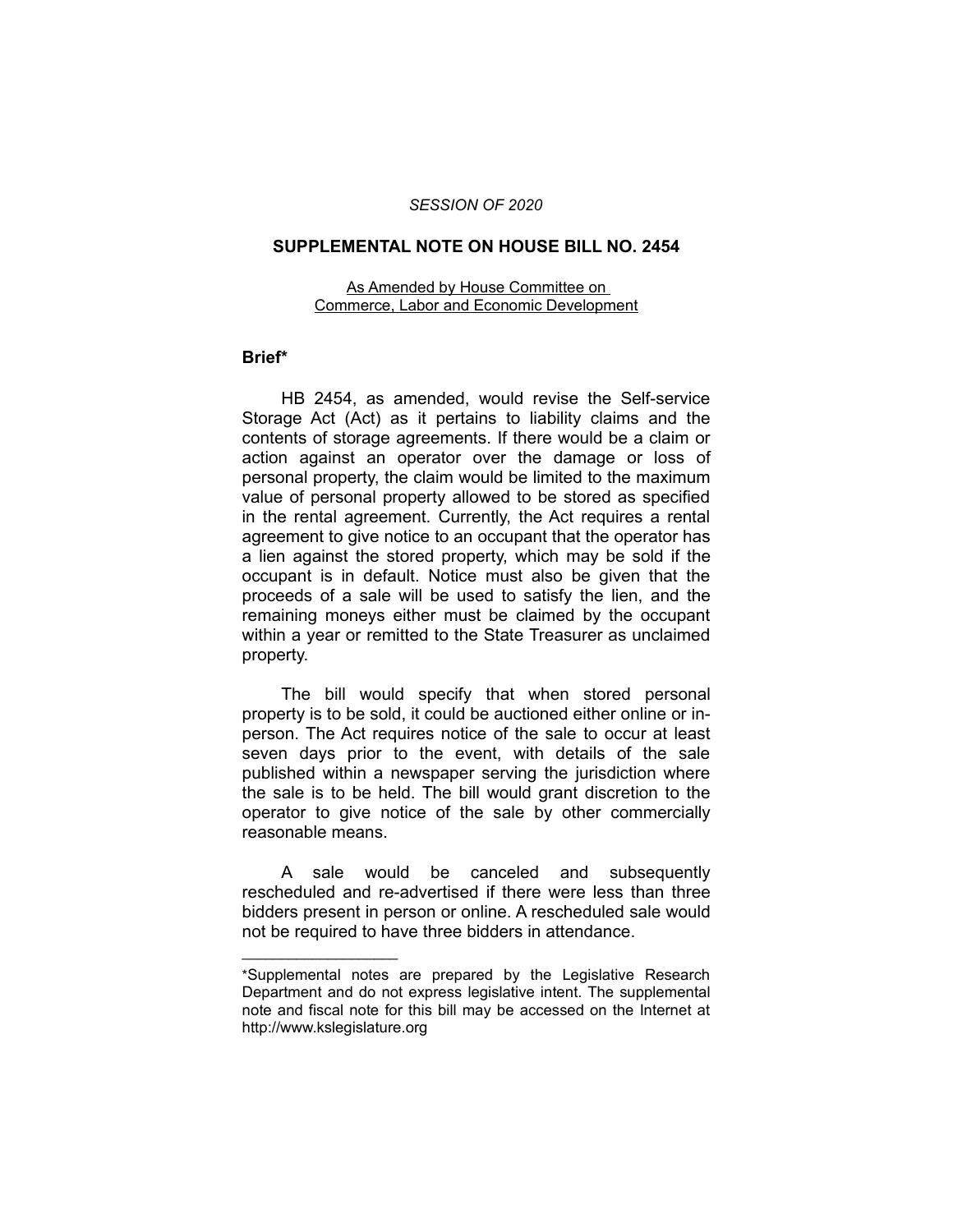*SESSION OF 2020*

## SUPPLEMENTAL NOTE ON HOUSE BILL NO. 2454

As Amended by House Committee on Commerce, Labor and Economic Development

### Brief*

HB 2454, as amended, would revise the Self-service Storage Act (Act) as it pertains to liability claims and the contents of storage agreements. If there would be a claim or action against an operator over the damage or loss of personal property, the claim would be limited to the maximum value of personal property allowed to be stored as specified in the rental agreement. Currently, the Act requires a rental agreement to give notice to an occupant that the operator has a lien against the stored property, which may be sold if the occupant is in default. Notice must also be given that the proceeds of a sale will be used to satisfy the lien, and the remaining moneys either must be claimed by the occupant within a year or remitted to the State Treasurer as unclaimed property.

The bill would specify that when stored personal property is to be sold, it could be auctioned either online or in-person. The Act requires notice of the sale to occur at least seven days prior to the event, with details of the sale published within a newspaper serving the jurisdiction where the sale is to be held. The bill would grant discretion to the operator to give notice of the sale by other commercially reasonable means.

A sale would be canceled and subsequently rescheduled and re-advertised if there were less than three bidders present in person or online. A rescheduled sale would not be required to have three bidders in attendance.

---

*Supplemental notes are prepared by the Legislative Research Department and do not express legislative intent. The supplemental note and fiscal note for this bill may be accessed on the Internet at http://www.kslegislature.org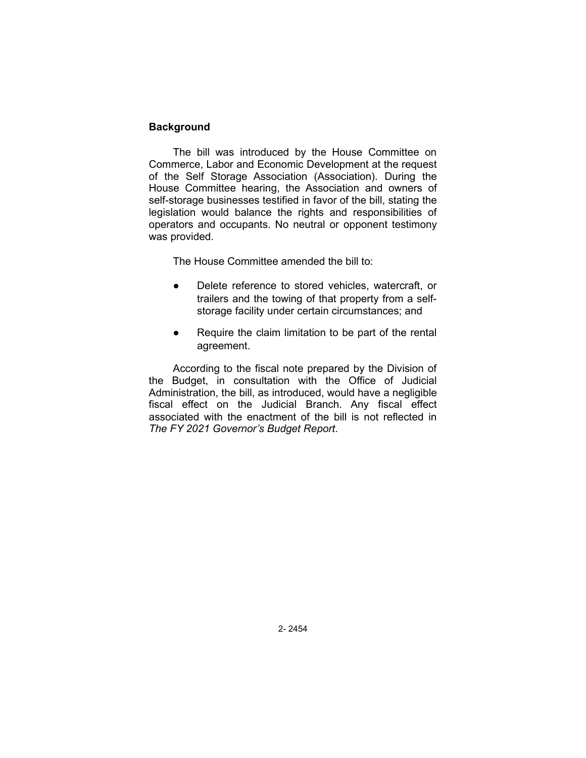## Background

The bill was introduced by the House Committee on Commerce, Labor and Economic Development at the request of the Self Storage Association (Association). During the House Committee hearing, the Association and owners of self-storage businesses testified in favor of the bill, stating the legislation would balance the rights and responsibilities of operators and occupants. No neutral or opponent testimony was provided.

The House Committee amended the bill to:

- Delete reference to stored vehicles, watercraft, or trailers and the towing of that property from a self-storage facility under certain circumstances; and
- Require the claim limitation to be part of the rental agreement.

According to the fiscal note prepared by the Division of the Budget, in consultation with the Office of Judicial Administration, the bill, as introduced, would have a negligible fiscal effect on the Judicial Branch. Any fiscal effect associated with the enactment of the bill is not reflected in *The FY 2021 Governor's Budget Report*.